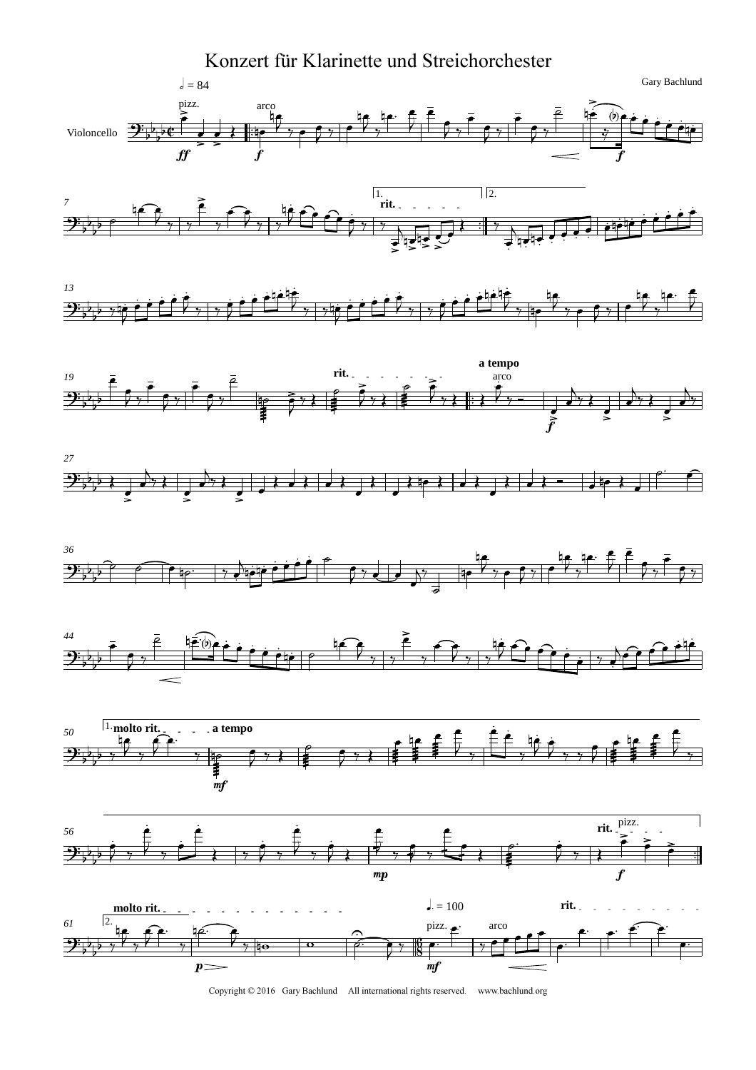# Konzert für Klarinette und Streichorchester

Gary Bachlund

Copyright © 2016 Gary Bachlund All international rights reserved. www.bachlund.org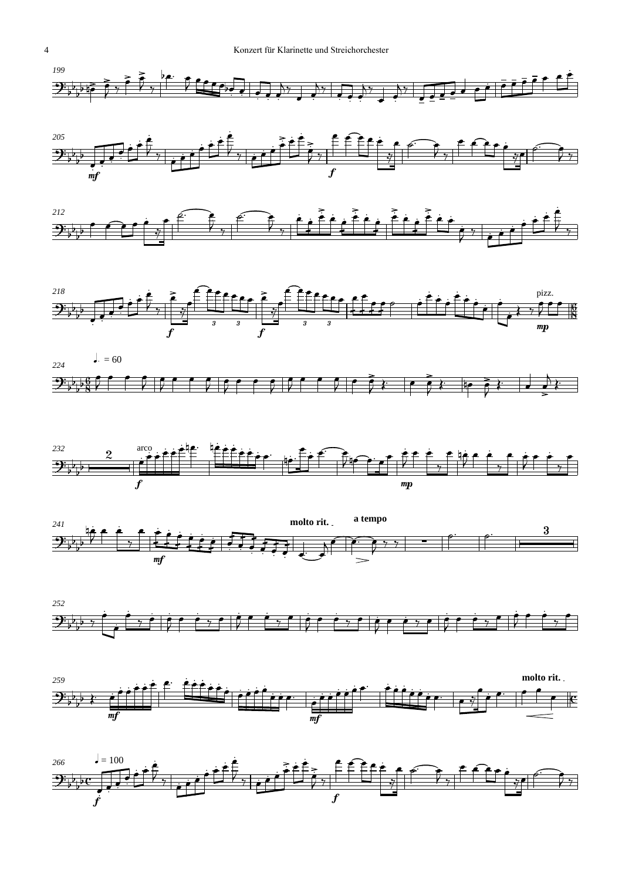pizz.

♩. = 60

arco

molto rit.

a tempo

molto rit.

♩ = 100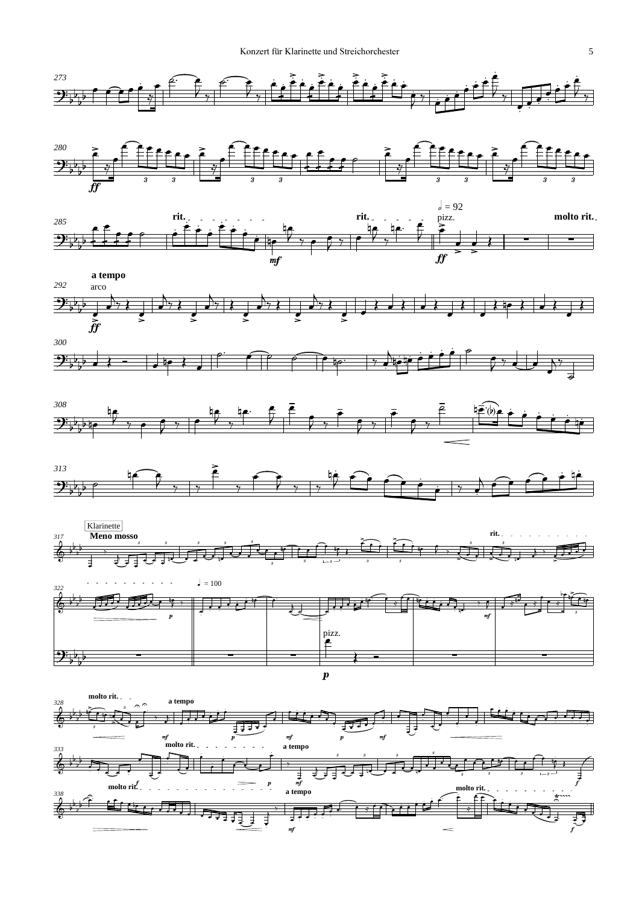273

280

*ff*

285

rit.

*mf*

rit.

𝅗𝅥 = 92

pizz.

*ff*

molto rit.

292

**a tempo**

arco

*ff*

300

308

313

Klarinette

317

**Meno mosso**

rit.

322

♩ = 100

*p*

*mf*

pizz.

*p*

328

**molto rit.**

**a tempo**

*mf*

*p*

*mf*

*p*

*mf*

333

**molto rit.**

**a tempo**

*p*

*mf*

*f*

*f*

338

**molto rit.**

**a tempo**

**molto rit.**

*mf*

*f*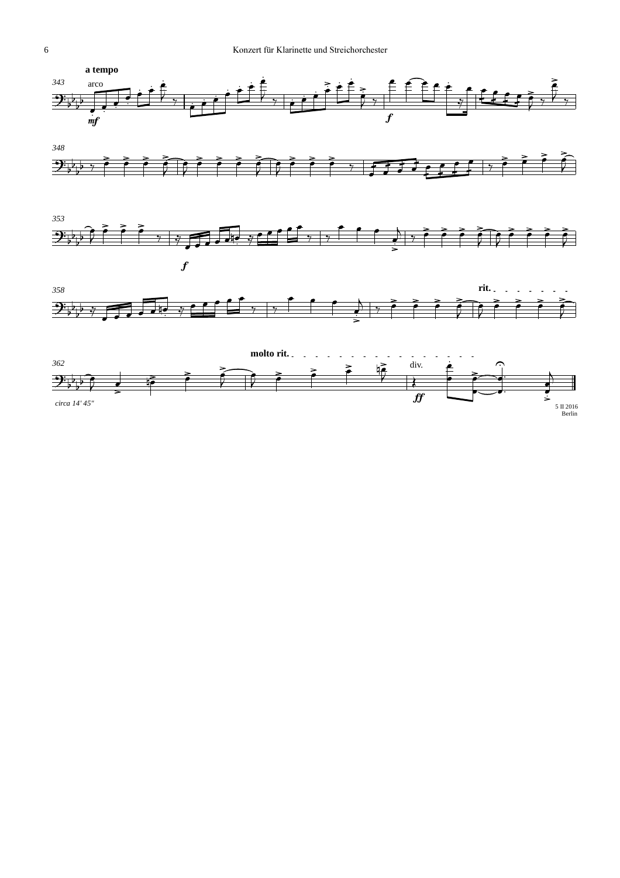circa 14' 45"

5 II 2016
Berlin